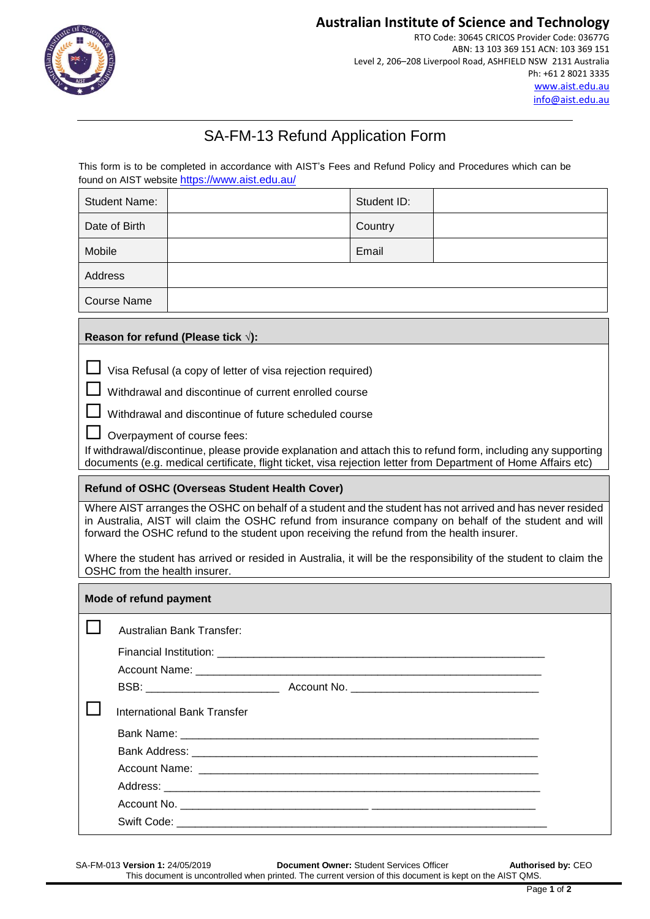**Australian Institute of Science and Technology**

RTO Code: 30645 CRICOS Provider Code: 03677G
ABN: 13 103 369 151 ACN: 103 369 151
Level 2, 206–208 Liverpool Road, ASHFIELD NSW 2131 Australia
Ph: +61 2 8021 3335
www.aist.edu.au
info@aist.edu.au

# SA-FM-13 Refund Application Form

This form is to be completed in accordance with AIST's Fees and Refund Policy and Procedures which can be found on AIST website https://www.aist.edu.au/

| Student Name: | | Student ID: | |
|---|---|---|---|
| Date of Birth | | Country | |
| Mobile | | Email | |
| Address | | | |
| Course Name | | | |

**Reason for refund (Please tick √):**

☐ Visa Refusal (a copy of letter of visa rejection required)

☐ Withdrawal and discontinue of current enrolled course

☐ Withdrawal and discontinue of future scheduled course

☐ Overpayment of course fees:

If withdrawal/discontinue, please provide explanation and attach this to refund form, including any supporting documents (e.g. medical certificate, flight ticket, visa rejection letter from Department of Home Affairs etc)

**Refund of OSHC (Overseas Student Health Cover)**

Where AIST arranges the OSHC on behalf of a student and the student has not arrived and has never resided in Australia, AIST will claim the OSHC refund from insurance company on behalf of the student and will forward the OSHC refund to the student upon receiving the refund from the health insurer.

Where the student has arrived or resided in Australia, it will be the responsibility of the student to claim the OSHC from the health insurer.

**Mode of refund payment**

☐ Australian Bank Transfer:

Financial Institution: ________________________________________________

Account Name: ________________________________________________

BSB: ____________________ Account No. ____________________________

☐ International Bank Transfer

Bank Name: ________________________________________________

Bank Address: ________________________________________________

Account Name: ________________________________________________

Address: ________________________________________________

Account No. ____________________________ __________________________

Swift Code: ________________________________________________

SA-FM-013 **Version 1:** 24/05/2019 **Document Owner:** Student Services Officer **Authorised by:** CEO
This document is uncontrolled when printed. The current version of this document is kept on the AIST QMS.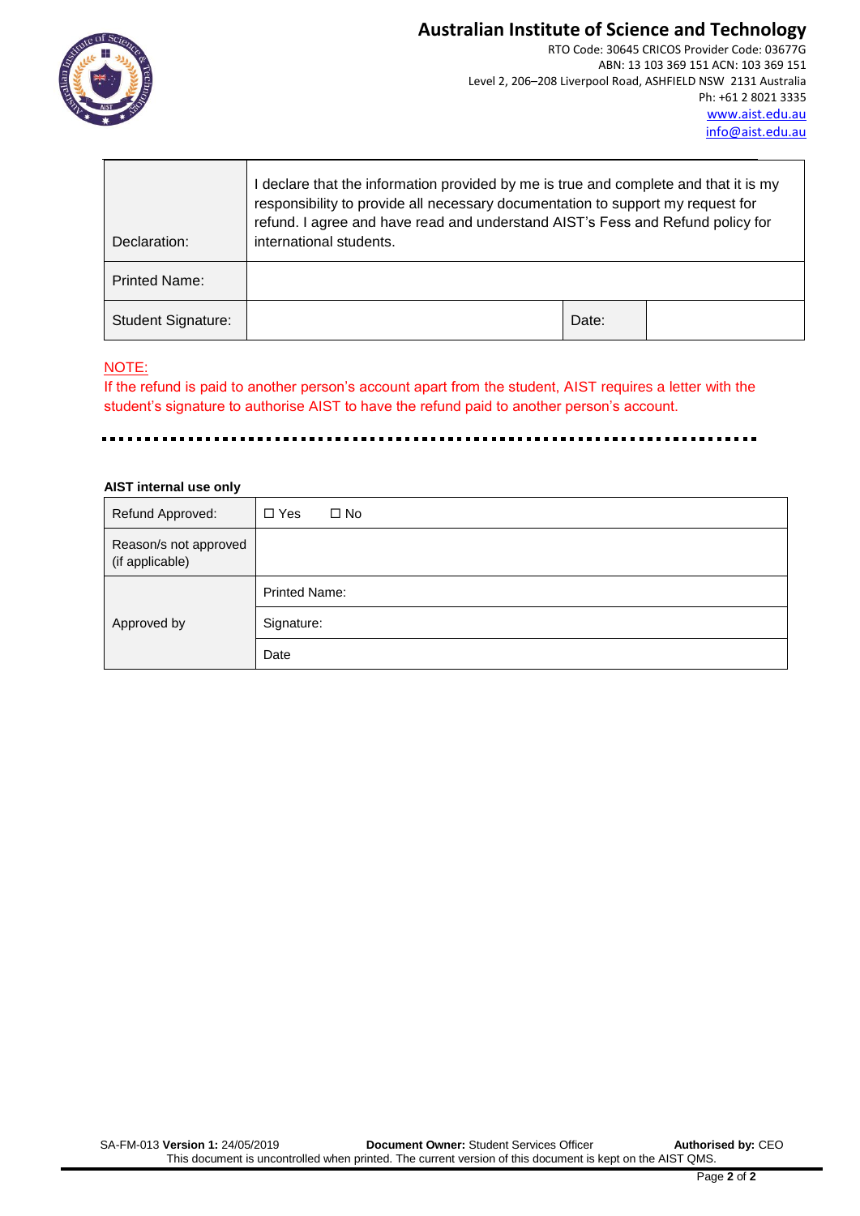# Australian Institute of Science and Technology

RTO Code: 30645 CRICOS Provider Code: 03677G
ABN: 13 103 369 151 ACN: 103 369 151
Level 2, 206–208 Liverpool Road, ASHFIELD NSW 2131 Australia
Ph: +61 2 8021 3335
www.aist.edu.au
info@aist.edu.au

| | | | |
|---|---|---|---|
| Declaration: | I declare that the information provided by me is true and complete and that it is my responsibility to provide all necessary documentation to support my request for refund. I agree and have read and understand AIST's Fess and Refund policy for international students. | | |
| Printed Name: | | | |
| Student Signature: | | Date: | |

NOTE:

If the refund is paid to another person's account apart from the student, AIST requires a letter with the student's signature to authorise AIST to have the refund paid to another person's account.

**AIST internal use only**

| | |
|---|---|
| Refund Approved: | ☐ Yes ☐ No |
| Reason/s not approved (if applicable) | |
| Approved by | Printed Name: |
| | Signature: |
| | Date |

SA-FM-013 **Version 1:** 24/05/2019 **Document Owner:** Student Services Officer **Authorised by:** CEO
This document is uncontrolled when printed. The current version of this document is kept on the AIST QMS.